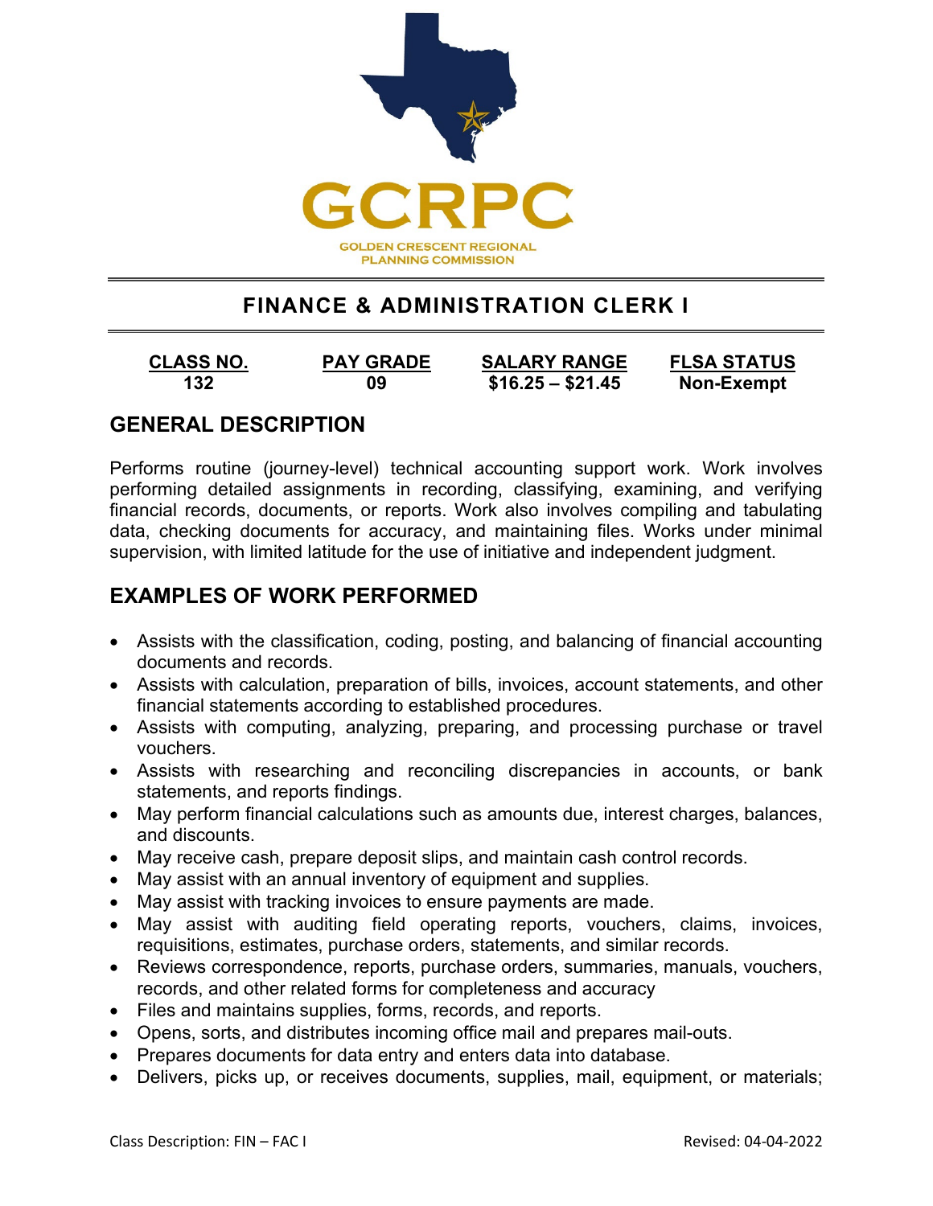GCRPC

GOLDEN CRESCENT REGIONAL PLANNING COMMISSION

# FINANCE & ADMINISTRATION CLERK I

| CLASS NO. | PAY GRADE | SALARY RANGE | FLSA STATUS |
| --- | --- | --- | --- |
| 132 | 09 | $16.25 – $21.45 | Non-Exempt |

## GENERAL DESCRIPTION

Performs routine (journey-level) technical accounting support work. Work involves performing detailed assignments in recording, classifying, examining, and verifying financial records, documents, or reports. Work also involves compiling and tabulating data, checking documents for accuracy, and maintaining files. Works under minimal supervision, with limited latitude for the use of initiative and independent judgment.

## EXAMPLES OF WORK PERFORMED

- Assists with the classification, coding, posting, and balancing of financial accounting documents and records.
- Assists with calculation, preparation of bills, invoices, account statements, and other financial statements according to established procedures.
- Assists with computing, analyzing, preparing, and processing purchase or travel vouchers.
- Assists with researching and reconciling discrepancies in accounts, or bank statements, and reports findings.
- May perform financial calculations such as amounts due, interest charges, balances, and discounts.
- May receive cash, prepare deposit slips, and maintain cash control records.
- May assist with an annual inventory of equipment and supplies.
- May assist with tracking invoices to ensure payments are made.
- May assist with auditing field operating reports, vouchers, claims, invoices, requisitions, estimates, purchase orders, statements, and similar records.
- Reviews correspondence, reports, purchase orders, summaries, manuals, vouchers, records, and other related forms for completeness and accuracy
- Files and maintains supplies, forms, records, and reports.
- Opens, sorts, and distributes incoming office mail and prepares mail-outs.
- Prepares documents for data entry and enters data into database.
- Delivers, picks up, or receives documents, supplies, mail, equipment, or materials;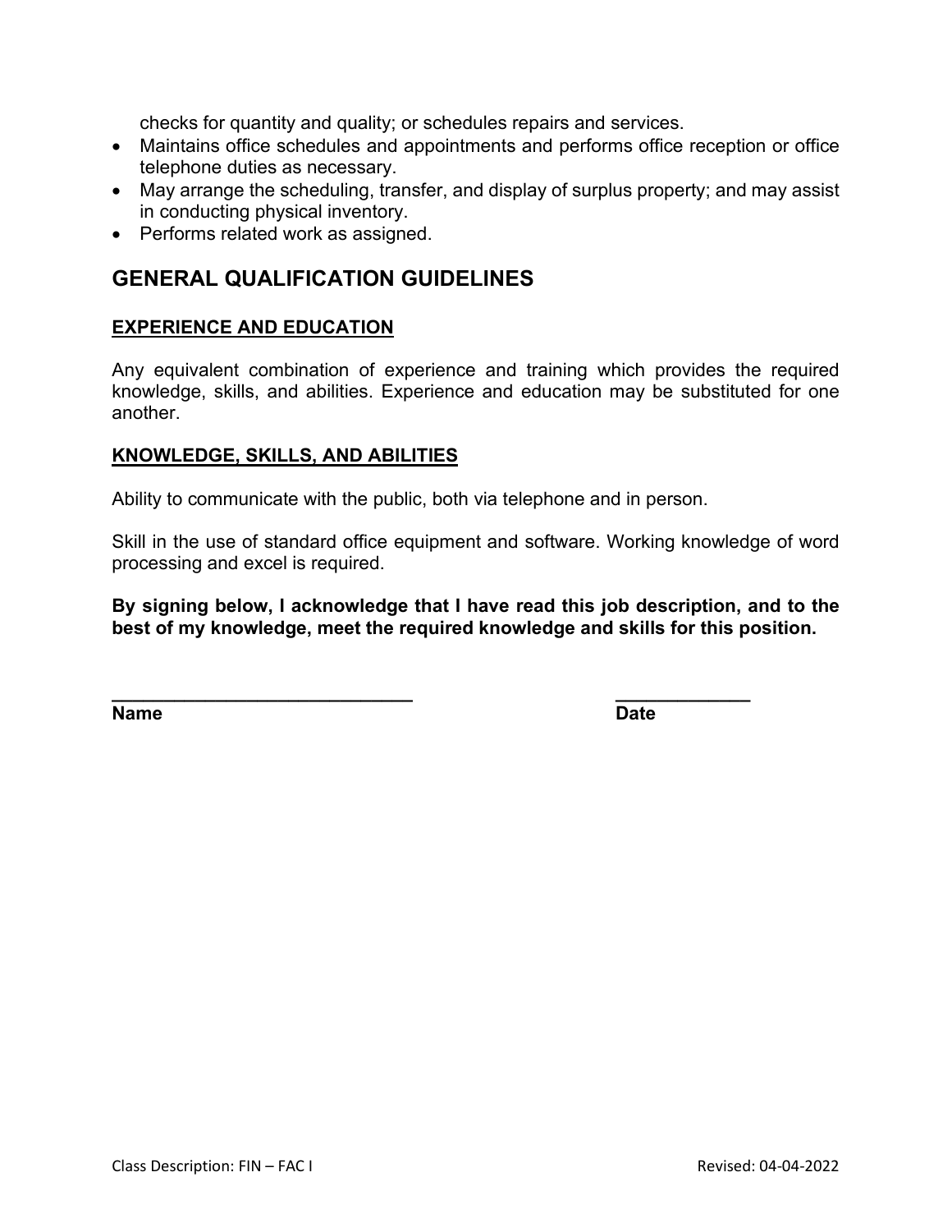checks for quantity and quality; or schedules repairs and services.
- Maintains office schedules and appointments and performs office reception or office telephone duties as necessary.
- May arrange the scheduling, transfer, and display of surplus property; and may assist in conducting physical inventory.
- Performs related work as assigned.

## GENERAL QUALIFICATION GUIDELINES

### EXPERIENCE AND EDUCATION

Any equivalent combination of experience and training which provides the required knowledge, skills, and abilities. Experience and education may be substituted for one another.

### KNOWLEDGE, SKILLS, AND ABILITIES

Ability to communicate with the public, both via telephone and in person.

Skill in the use of standard office equipment and software. Working knowledge of word processing and excel is required.

**By signing below, I acknowledge that I have read this job description, and to the best of my knowledge, meet the required knowledge and skills for this position.**

______________________________ ______________

**Name** **Date**